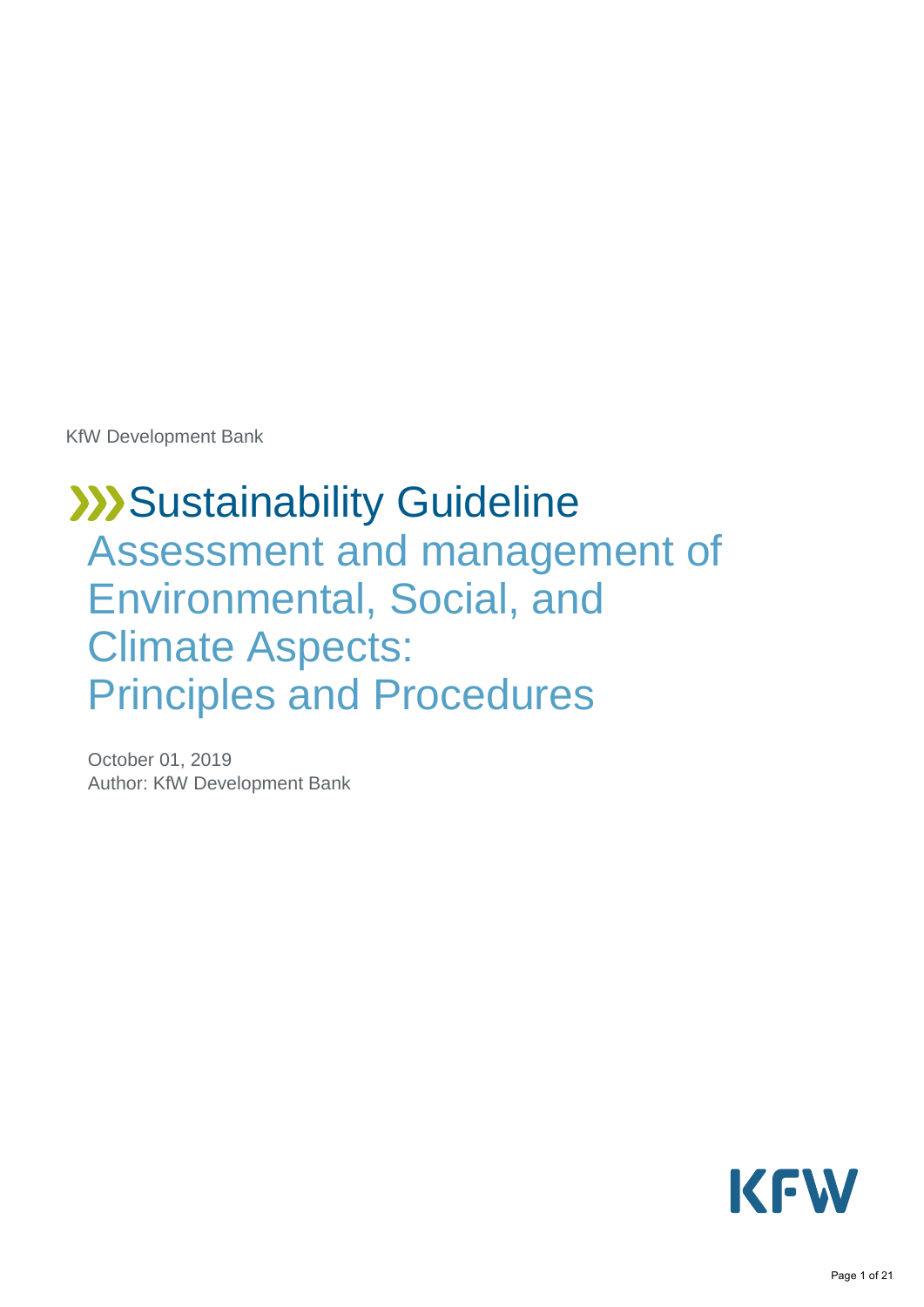KfW Development Bank

# Sustainability Guideline

## Assessment and management of Environmental, Social, and Climate Aspects: Principles and Procedures

October 01, 2019

Author: KfW Development Bank

KFW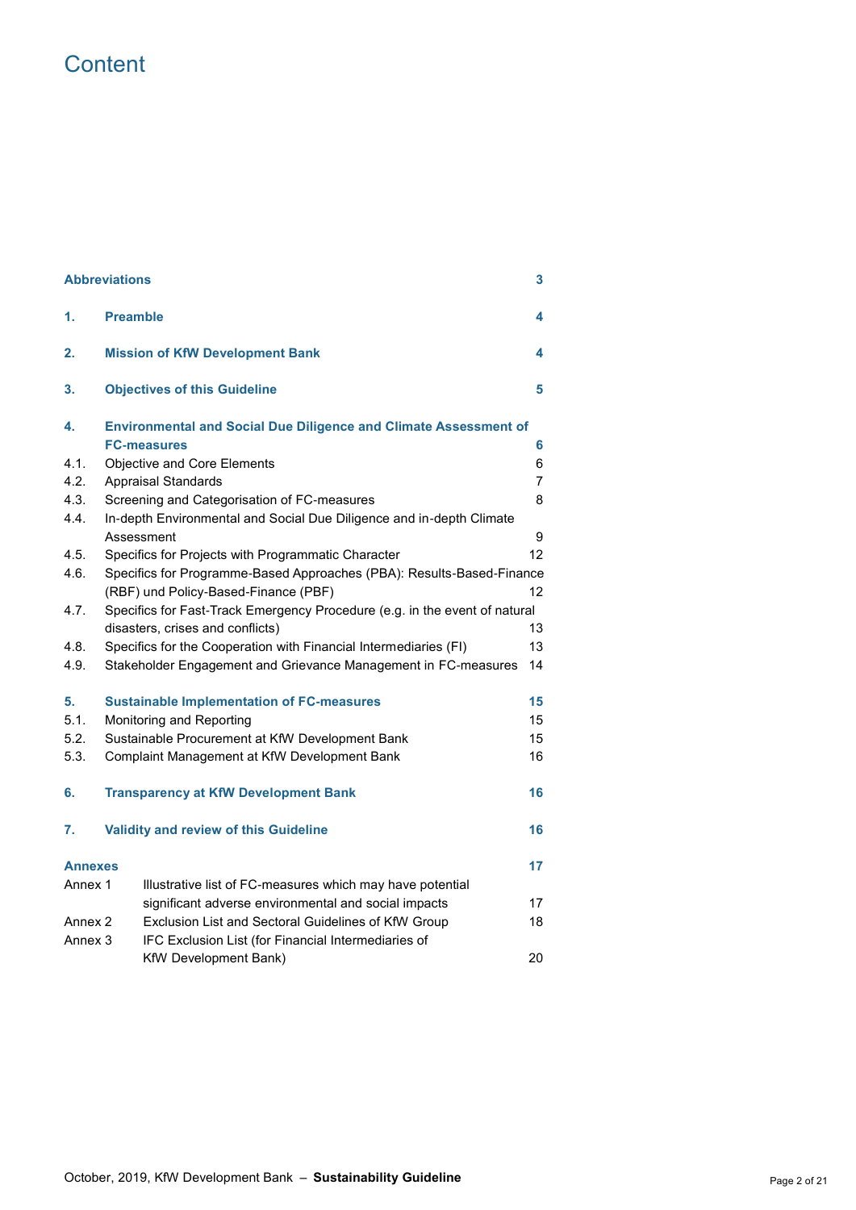# Content

| | | |
|---|---|---|
| **Abbreviations** | | **3** |
| **1.** | **Preamble** | **4** |
| **2.** | **Mission of KfW Development Bank** | **4** |
| **3.** | **Objectives of this Guideline** | **5** |
| **4.** | **Environmental and Social Due Diligence and Climate Assessment of FC-measures** | **6** |
| 4.1. | Objective and Core Elements | 6 |
| 4.2. | Appraisal Standards | 7 |
| 4.3. | Screening and Categorisation of FC-measures | 8 |
| 4.4. | In-depth Environmental and Social Due Diligence and in-depth Climate Assessment | 9 |
| 4.5. | Specifics for Projects with Programmatic Character | 12 |
| 4.6. | Specifics for Programme-Based Approaches (PBA): Results-Based-Finance (RBF) und Policy-Based-Finance (PBF) | 12 |
| 4.7. | Specifics for Fast-Track Emergency Procedure (e.g. in the event of natural disasters, crises and conflicts) | 13 |
| 4.8. | Specifics for the Cooperation with Financial Intermediaries (FI) | 13 |
| 4.9. | Stakeholder Engagement and Grievance Management in FC-measures | 14 |
| **5.** | **Sustainable Implementation of FC-measures** | **15** |
| 5.1. | Monitoring and Reporting | 15 |
| 5.2. | Sustainable Procurement at KfW Development Bank | 15 |
| 5.3. | Complaint Management at KfW Development Bank | 16 |
| **6.** | **Transparency at KfW Development Bank** | **16** |
| **7.** | **Validity and review of this Guideline** | **16** |
| **Annexes** | | **17** |
| Annex 1 | Illustrative list of FC-measures which may have potential significant adverse environmental and social impacts | 17 |
| Annex 2 | Exclusion List and Sectoral Guidelines of KfW Group | 18 |
| Annex 3 | IFC Exclusion List (for Financial Intermediaries of KfW Development Bank) | 20 |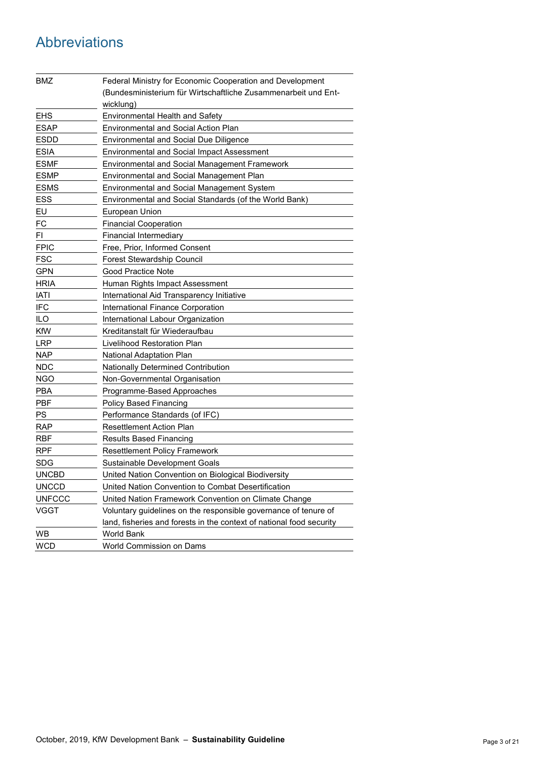# Abbreviations

| | |
|---|---|
| BMZ | Federal Ministry for Economic Cooperation and Development (Bundesministerium für Wirtschaftliche Zusammenarbeit und Entwicklung) |
| EHS | Environmental Health and Safety |
| ESAP | Environmental and Social Action Plan |
| ESDD | Environmental and Social Due Diligence |
| ESIA | Environmental and Social Impact Assessment |
| ESMF | Environmental and Social Management Framework |
| ESMP | Environmental and Social Management Plan |
| ESMS | Environmental and Social Management System |
| ESS | Environmental and Social Standards (of the World Bank) |
| EU | European Union |
| FC | Financial Cooperation |
| FI | Financial Intermediary |
| FPIC | Free, Prior, Informed Consent |
| FSC | Forest Stewardship Council |
| GPN | Good Practice Note |
| HRIA | Human Rights Impact Assessment |
| IATI | International Aid Transparency Initiative |
| IFC | International Finance Corporation |
| ILO | International Labour Organization |
| KfW | Kreditanstalt für Wiederaufbau |
| LRP | Livelihood Restoration Plan |
| NAP | National Adaptation Plan |
| NDC | Nationally Determined Contribution |
| NGO | Non-Governmental Organisation |
| PBA | Programme-Based Approaches |
| PBF | Policy Based Financing |
| PS | Performance Standards (of IFC) |
| RAP | Resettlement Action Plan |
| RBF | Results Based Financing |
| RPF | Resettlement Policy Framework |
| SDG | Sustainable Development Goals |
| UNCBD | United Nation Convention on Biological Biodiversity |
| UNCCD | United Nation Convention to Combat Desertification |
| UNFCCC | United Nation Framework Convention on Climate Change |
| VGGT | Voluntary guidelines on the responsible governance of tenure of land, fisheries and forests in the context of national food security |
| WB | World Bank |
| WCD | World Commission on Dams |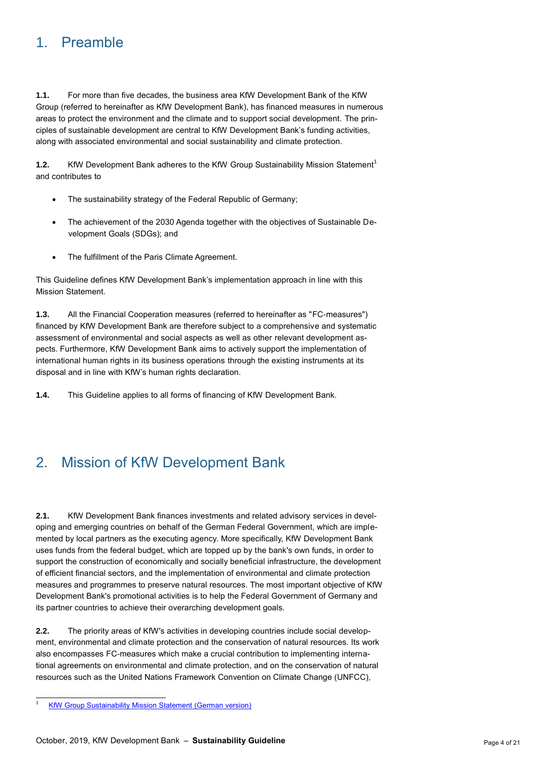# 1. Preamble

**1.1.** For more than five decades, the business area KfW Development Bank of the KfW Group (referred to hereinafter as KfW Development Bank), has financed measures in numerous areas to protect the environment and the climate and to support social development. The principles of sustainable development are central to KfW Development Bank's funding activities, along with associated environmental and social sustainability and climate protection.

**1.2.** KfW Development Bank adheres to the KfW Group Sustainability Mission Statement[1] and contributes to

- The sustainability strategy of the Federal Republic of Germany;
- The achievement of the 2030 Agenda together with the objectives of Sustainable Development Goals (SDGs); and
- The fulfillment of the Paris Climate Agreement.

This Guideline defines KfW Development Bank's implementation approach in line with this Mission Statement.

**1.3.** All the Financial Cooperation measures (referred to hereinafter as "FC-measures") financed by KfW Development Bank are therefore subject to a comprehensive and systematic assessment of environmental and social aspects as well as other relevant development aspects. Furthermore, KfW Development Bank aims to actively support the implementation of international human rights in its business operations through the existing instruments at its disposal and in line with KfW's human rights declaration.

**1.4.** This Guideline applies to all forms of financing of KfW Development Bank.

# 2. Mission of KfW Development Bank

**2.1.** KfW Development Bank finances investments and related advisory services in developing and emerging countries on behalf of the German Federal Government, which are implemented by local partners as the executing agency. More specifically, KfW Development Bank uses funds from the federal budget, which are topped up by the bank's own funds, in order to support the construction of economically and socially beneficial infrastructure, the development of efficient financial sectors, and the implementation of environmental and climate protection measures and programmes to preserve natural resources. The most important objective of KfW Development Bank's promotional activities is to help the Federal Government of Germany and its partner countries to achieve their overarching development goals.

**2.2.** The priority areas of KfW's activities in developing countries include social development, environmental and climate protection and the conservation of natural resources. Its work also encompasses FC-measures which make a crucial contribution to implementing international agreements on environmental and climate protection, and on the conservation of natural resources such as the United Nations Framework Convention on Climate Change (UNFCC),

[1] KfW Group Sustainability Mission Statement (German version)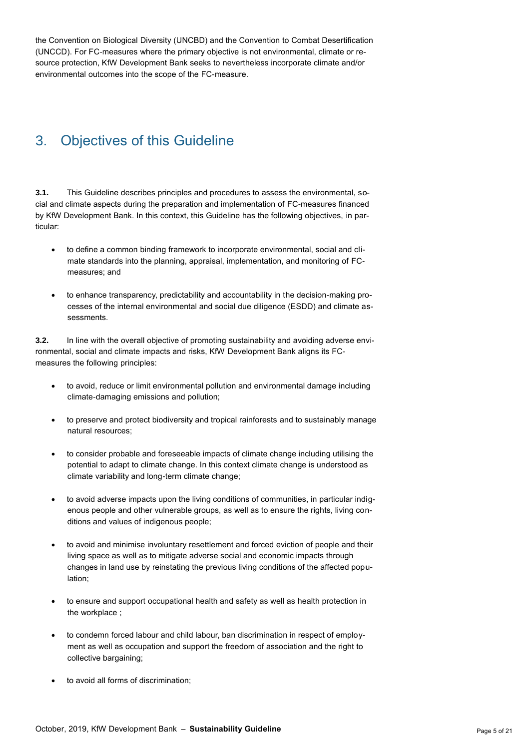the Convention on Biological Diversity (UNCBD) and the Convention to Combat Desertification (UNCCD). For FC-measures where the primary objective is not environmental, climate or resource protection, KfW Development Bank seeks to nevertheless incorporate climate and/or environmental outcomes into the scope of the FC-measure.

# 3. Objectives of this Guideline

**3.1.** This Guideline describes principles and procedures to assess the environmental, social and climate aspects during the preparation and implementation of FC-measures financed by KfW Development Bank. In this context, this Guideline has the following objectives, in particular:

- to define a common binding framework to incorporate environmental, social and climate standards into the planning, appraisal, implementation, and monitoring of FC-measures; and
- to enhance transparency, predictability and accountability in the decision-making processes of the internal environmental and social due diligence (ESDD) and climate assessments.

**3.2.** In line with the overall objective of promoting sustainability and avoiding adverse environmental, social and climate impacts and risks, KfW Development Bank aligns its FC-measures the following principles:

- to avoid, reduce or limit environmental pollution and environmental damage including climate-damaging emissions and pollution;
- to preserve and protect biodiversity and tropical rainforests and to sustainably manage natural resources;
- to consider probable and foreseeable impacts of climate change including utilising the potential to adapt to climate change. In this context climate change is understood as climate variability and long-term climate change;
- to avoid adverse impacts upon the living conditions of communities, in particular indigenous people and other vulnerable groups, as well as to ensure the rights, living conditions and values of indigenous people;
- to avoid and minimise involuntary resettlement and forced eviction of people and their living space as well as to mitigate adverse social and economic impacts through changes in land use by reinstating the previous living conditions of the affected population;
- to ensure and support occupational health and safety as well as health protection in the workplace ;
- to condemn forced labour and child labour, ban discrimination in respect of employment as well as occupation and support the freedom of association and the right to collective bargaining;
- to avoid all forms of discrimination;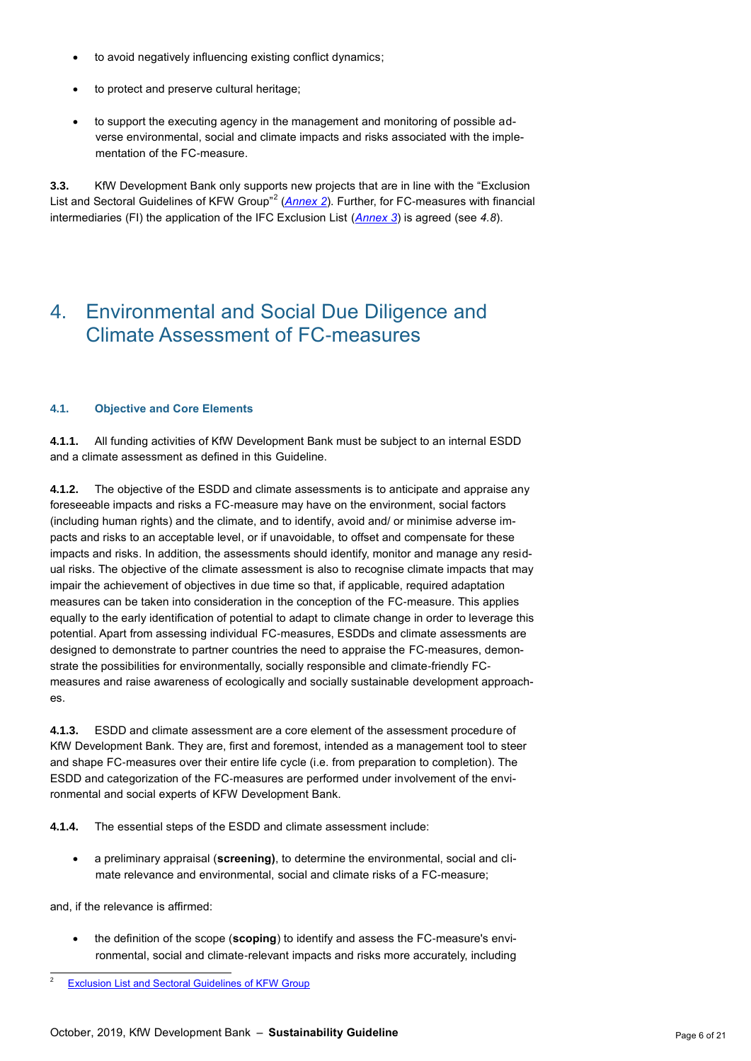- to avoid negatively influencing existing conflict dynamics;
- to protect and preserve cultural heritage;
- to support the executing agency in the management and monitoring of possible adverse environmental, social and climate impacts and risks associated with the implementation of the FC-measure.

**3.3.** KfW Development Bank only supports new projects that are in line with the "Exclusion List and Sectoral Guidelines of KFW Group"[2] (*Annex 2*). Further, for FC-measures with financial intermediaries (FI) the application of the IFC Exclusion List (*Annex 3*) is agreed (see *4.8*).

# 4. Environmental and Social Due Diligence and Climate Assessment of FC-measures

## 4.1. Objective and Core Elements

**4.1.1.** All funding activities of KfW Development Bank must be subject to an internal ESDD and a climate assessment as defined in this Guideline.

**4.1.2.** The objective of the ESDD and climate assessments is to anticipate and appraise any foreseeable impacts and risks a FC-measure may have on the environment, social factors (including human rights) and the climate, and to identify, avoid and/ or minimise adverse impacts and risks to an acceptable level, or if unavoidable, to offset and compensate for these impacts and risks. In addition, the assessments should identify, monitor and manage any residual risks. The objective of the climate assessment is also to recognise climate impacts that may impair the achievement of objectives in due time so that, if applicable, required adaptation measures can be taken into consideration in the conception of the FC-measure. This applies equally to the early identification of potential to adapt to climate change in order to leverage this potential. Apart from assessing individual FC-measures, ESDDs and climate assessments are designed to demonstrate to partner countries the need to appraise the FC-measures, demonstrate the possibilities for environmentally, socially responsible and climate-friendly FC-measures and raise awareness of ecologically and socially sustainable development approaches.

**4.1.3.** ESDD and climate assessment are a core element of the assessment procedure of KfW Development Bank. They are, first and foremost, intended as a management tool to steer and shape FC-measures over their entire life cycle (i.e. from preparation to completion). The ESDD and categorization of the FC-measures are performed under involvement of the environmental and social experts of KFW Development Bank.

**4.1.4.** The essential steps of the ESDD and climate assessment include:

- a preliminary appraisal (**screening)**, to determine the environmental, social and climate relevance and environmental, social and climate risks of a FC-measure;

and, if the relevance is affirmed:

- the definition of the scope (**scoping**) to identify and assess the FC-measure's environmental, social and climate-relevant impacts and risks more accurately, including

[2] Exclusion List and Sectoral Guidelines of KFW Group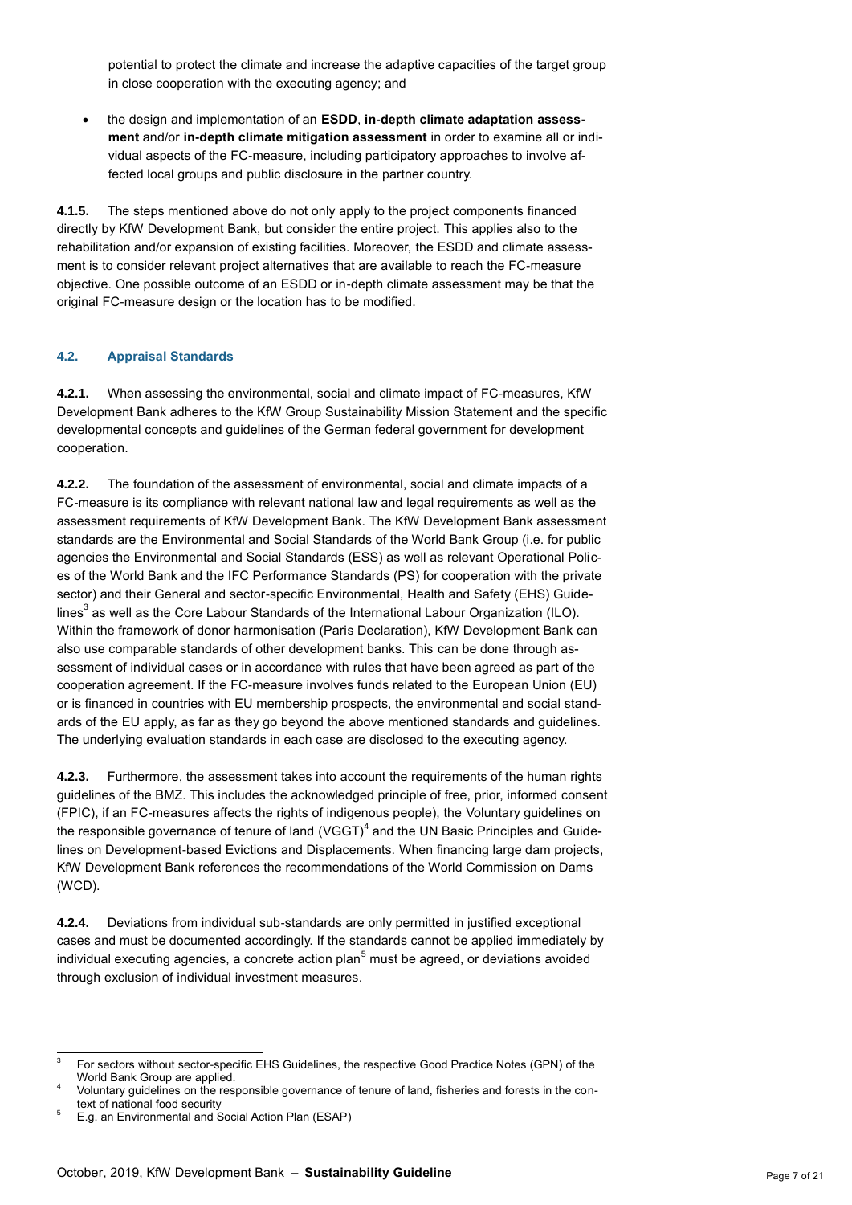potential to protect the climate and increase the adaptive capacities of the target group in close cooperation with the executing agency; and

- the design and implementation of an **ESDD**, **in-depth climate adaptation assessment** and/or **in-depth climate mitigation assessment** in order to examine all or individual aspects of the FC-measure, including participatory approaches to involve affected local groups and public disclosure in the partner country.

**4.1.5.** The steps mentioned above do not only apply to the project components financed directly by KfW Development Bank, but consider the entire project. This applies also to the rehabilitation and/or expansion of existing facilities. Moreover, the ESDD and climate assessment is to consider relevant project alternatives that are available to reach the FC-measure objective. One possible outcome of an ESDD or in-depth climate assessment may be that the original FC-measure design or the location has to be modified.

### 4.2. Appraisal Standards

**4.2.1.** When assessing the environmental, social and climate impact of FC-measures, KfW Development Bank adheres to the KfW Group Sustainability Mission Statement and the specific developmental concepts and guidelines of the German federal government for development cooperation.

**4.2.2.** The foundation of the assessment of environmental, social and climate impacts of a FC-measure is its compliance with relevant national law and legal requirements as well as the assessment requirements of KfW Development Bank. The KfW Development Bank assessment standards are the Environmental and Social Standards of the World Bank Group (i.e. for public agencies the Environmental and Social Standards (ESS) as well as relevant Operational Policies of the World Bank and the IFC Performance Standards (PS) for cooperation with the private sector) and their General and sector-specific Environmental, Health and Safety (EHS) Guidelines[3] as well as the Core Labour Standards of the International Labour Organization (ILO). Within the framework of donor harmonisation (Paris Declaration), KfW Development Bank can also use comparable standards of other development banks. This can be done through assessment of individual cases or in accordance with rules that have been agreed as part of the cooperation agreement. If the FC-measure involves funds related to the European Union (EU) or is financed in countries with EU membership prospects, the environmental and social standards of the EU apply, as far as they go beyond the above mentioned standards and guidelines. The underlying evaluation standards in each case are disclosed to the executing agency.

**4.2.3.** Furthermore, the assessment takes into account the requirements of the human rights guidelines of the BMZ. This includes the acknowledged principle of free, prior, informed consent (FPIC), if an FC-measures affects the rights of indigenous people), the Voluntary guidelines on the responsible governance of tenure of land (VGGT)[4] and the UN Basic Principles and Guidelines on Development-based Evictions and Displacements. When financing large dam projects, KfW Development Bank references the recommendations of the World Commission on Dams (WCD).

**4.2.4.** Deviations from individual sub-standards are only permitted in justified exceptional cases and must be documented accordingly. If the standards cannot be applied immediately by individual executing agencies, a concrete action plan[5] must be agreed, or deviations avoided through exclusion of individual investment measures.

---

[3] For sectors without sector-specific EHS Guidelines, the respective Good Practice Notes (GPN) of the World Bank Group are applied.

[4] Voluntary guidelines on the responsible governance of tenure of land, fisheries and forests in the context of national food security

[5] E.g. an Environmental and Social Action Plan (ESAP)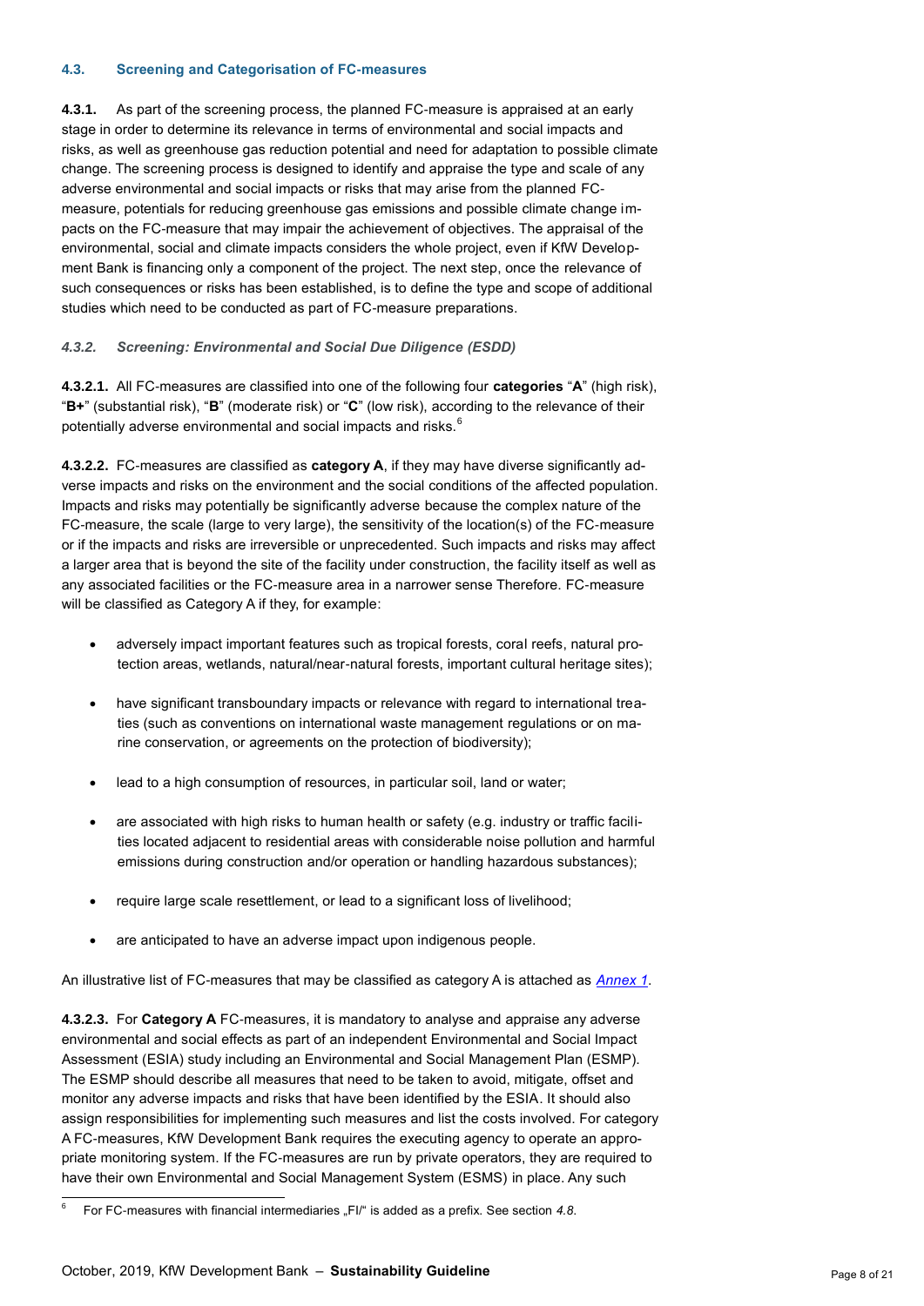### 4.3. Screening and Categorisation of FC-measures

**4.3.1.** As part of the screening process, the planned FC-measure is appraised at an early stage in order to determine its relevance in terms of environmental and social impacts and risks, as well as greenhouse gas reduction potential and need for adaptation to possible climate change. The screening process is designed to identify and appraise the type and scale of any adverse environmental and social impacts or risks that may arise from the planned FC-measure, potentials for reducing greenhouse gas emissions and possible climate change impacts on the FC-measure that may impair the achievement of objectives. The appraisal of the environmental, social and climate impacts considers the whole project, even if KfW Development Bank is financing only a component of the project. The next step, once the relevance of such consequences or risks has been established, is to define the type and scope of additional studies which need to be conducted as part of FC-measure preparations.

#### *4.3.2. Screening: Environmental and Social Due Diligence (ESDD)*

**4.3.2.1.** All FC-measures are classified into one of the following four **categories** "**A**" (high risk), "**B+**" (substantial risk), "**B**" (moderate risk) or "**C**" (low risk), according to the relevance of their potentially adverse environmental and social impacts and risks.[6]

**4.3.2.2.** FC-measures are classified as **category A**, if they may have diverse significantly adverse impacts and risks on the environment and the social conditions of the affected population. Impacts and risks may potentially be significantly adverse because the complex nature of the FC-measure, the scale (large to very large), the sensitivity of the location(s) of the FC-measure or if the impacts and risks are irreversible or unprecedented. Such impacts and risks may affect a larger area that is beyond the site of the facility under construction, the facility itself as well as any associated facilities or the FC-measure area in a narrower sense Therefore. FC-measure will be classified as Category A if they, for example:

- adversely impact important features such as tropical forests, coral reefs, natural protection areas, wetlands, natural/near-natural forests, important cultural heritage sites);
- have significant transboundary impacts or relevance with regard to international treaties (such as conventions on international waste management regulations or on marine conservation, or agreements on the protection of biodiversity);
- lead to a high consumption of resources, in particular soil, land or water;
- are associated with high risks to human health or safety (e.g. industry or traffic facilities located adjacent to residential areas with considerable noise pollution and harmful emissions during construction and/or operation or handling hazardous substances);
- require large scale resettlement, or lead to a significant loss of livelihood;
- are anticipated to have an adverse impact upon indigenous people.

An illustrative list of FC-measures that may be classified as category A is attached as *Annex 1*.

**4.3.2.3.** For **Category A** FC-measures, it is mandatory to analyse and appraise any adverse environmental and social effects as part of an independent Environmental and Social Impact Assessment (ESIA) study including an Environmental and Social Management Plan (ESMP). The ESMP should describe all measures that need to be taken to avoid, mitigate, offset and monitor any adverse impacts and risks that have been identified by the ESIA. It should also assign responsibilities for implementing such measures and list the costs involved. For category A FC-measures, KfW Development Bank requires the executing agency to operate an appropriate monitoring system. If the FC-measures are run by private operators, they are required to have their own Environmental and Social Management System (ESMS) in place. Any such

[6] For FC-measures with financial intermediaries „FI/" is added as a prefix. See section *4.8.*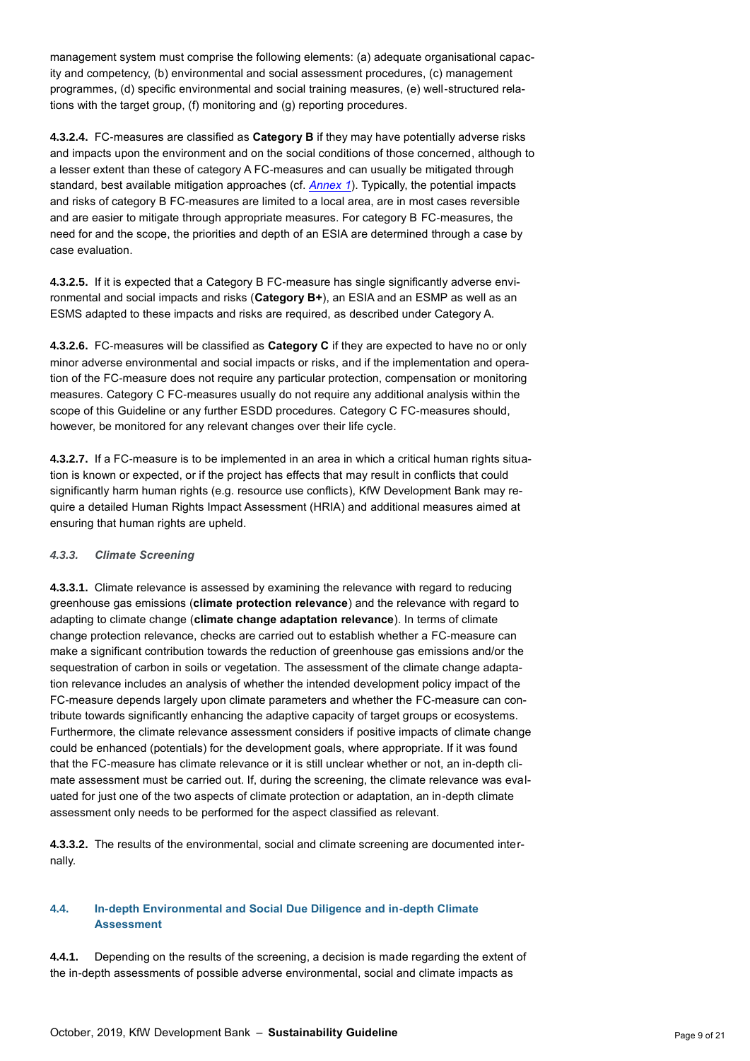management system must comprise the following elements: (a) adequate organisational capacity and competency, (b) environmental and social assessment procedures, (c) management programmes, (d) specific environmental and social training measures, (e) well-structured relations with the target group, (f) monitoring and (g) reporting procedures.

**4.3.2.4.** FC-measures are classified as **Category B** if they may have potentially adverse risks and impacts upon the environment and on the social conditions of those concerned, although to a lesser extent than these of category A FC-measures and can usually be mitigated through standard, best available mitigation approaches (cf. *Annex 1*). Typically, the potential impacts and risks of category B FC-measures are limited to a local area, are in most cases reversible and are easier to mitigate through appropriate measures. For category B FC-measures, the need for and the scope, the priorities and depth of an ESIA are determined through a case by case evaluation.

**4.3.2.5.** If it is expected that a Category B FC-measure has single significantly adverse environmental and social impacts and risks (**Category B+**), an ESIA and an ESMP as well as an ESMS adapted to these impacts and risks are required, as described under Category A.

**4.3.2.6.** FC-measures will be classified as **Category C** if they are expected to have no or only minor adverse environmental and social impacts or risks, and if the implementation and operation of the FC-measure does not require any particular protection, compensation or monitoring measures. Category C FC-measures usually do not require any additional analysis within the scope of this Guideline or any further ESDD procedures. Category C FC-measures should, however, be monitored for any relevant changes over their life cycle.

**4.3.2.7.** If a FC-measure is to be implemented in an area in which a critical human rights situation is known or expected, or if the project has effects that may result in conflicts that could significantly harm human rights (e.g. resource use conflicts), KfW Development Bank may require a detailed Human Rights Impact Assessment (HRIA) and additional measures aimed at ensuring that human rights are upheld.

#### *4.3.3. Climate Screening*

**4.3.3.1.** Climate relevance is assessed by examining the relevance with regard to reducing greenhouse gas emissions (**climate protection relevance**) and the relevance with regard to adapting to climate change (**climate change adaptation relevance**). In terms of climate change protection relevance, checks are carried out to establish whether a FC-measure can make a significant contribution towards the reduction of greenhouse gas emissions and/or the sequestration of carbon in soils or vegetation. The assessment of the climate change adaptation relevance includes an analysis of whether the intended development policy impact of the FC-measure depends largely upon climate parameters and whether the FC-measure can contribute towards significantly enhancing the adaptive capacity of target groups or ecosystems. Furthermore, the climate relevance assessment considers if positive impacts of climate change could be enhanced (potentials) for the development goals, where appropriate. If it was found that the FC-measure has climate relevance or it is still unclear whether or not, an in-depth climate assessment must be carried out. If, during the screening, the climate relevance was evaluated for just one of the two aspects of climate protection or adaptation, an in-depth climate assessment only needs to be performed for the aspect classified as relevant.

**4.3.3.2.** The results of the environmental, social and climate screening are documented internally.

### 4.4. In-depth Environmental and Social Due Diligence and in-depth Climate Assessment

**4.4.1.** Depending on the results of the screening, a decision is made regarding the extent of the in-depth assessments of possible adverse environmental, social and climate impacts as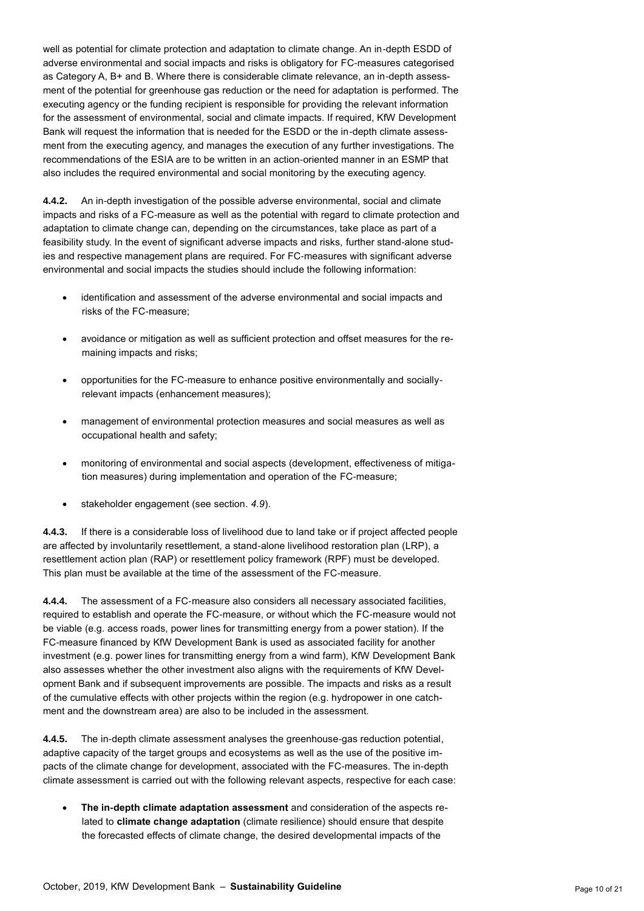well as potential for climate protection and adaptation to climate change. An in-depth ESDD of adverse environmental and social impacts and risks is obligatory for FC-measures categorised as Category A, B+ and B. Where there is considerable climate relevance, an in-depth assessment of the potential for greenhouse gas reduction or the need for adaptation is performed. The executing agency or the funding recipient is responsible for providing the relevant information for the assessment of environmental, social and climate impacts. If required, KfW Development Bank will request the information that is needed for the ESDD or the in-depth climate assessment from the executing agency, and manages the execution of any further investigations. The recommendations of the ESIA are to be written in an action-oriented manner in an ESMP that also includes the required environmental and social monitoring by the executing agency.

**4.4.2.** An in-depth investigation of the possible adverse environmental, social and climate impacts and risks of a FC-measure as well as the potential with regard to climate protection and adaptation to climate change can, depending on the circumstances, take place as part of a feasibility study. In the event of significant adverse impacts and risks, further stand-alone studies and respective management plans are required. For FC-measures with significant adverse environmental and social impacts the studies should include the following information:

- identification and assessment of the adverse environmental and social impacts and risks of the FC-measure;
- avoidance or mitigation as well as sufficient protection and offset measures for the remaining impacts and risks;
- opportunities for the FC-measure to enhance positive environmentally and socially-relevant impacts (enhancement measures);
- management of environmental protection measures and social measures as well as occupational health and safety;
- monitoring of environmental and social aspects (development, effectiveness of mitigation measures) during implementation and operation of the FC-measure;
- stakeholder engagement (see section. *4.9*).

**4.4.3.** If there is a considerable loss of livelihood due to land take or if project affected people are affected by involuntarily resettlement, a stand-alone livelihood restoration plan (LRP), a resettlement action plan (RAP) or resettlement policy framework (RPF) must be developed. This plan must be available at the time of the assessment of the FC-measure.

**4.4.4.** The assessment of a FC-measure also considers all necessary associated facilities, required to establish and operate the FC-measure, or without which the FC-measure would not be viable (e.g. access roads, power lines for transmitting energy from a power station). If the FC-measure financed by KfW Development Bank is used as associated facility for another investment (e.g. power lines for transmitting energy from a wind farm), KfW Development Bank also assesses whether the other investment also aligns with the requirements of KfW Development Bank and if subsequent improvements are possible. The impacts and risks as a result of the cumulative effects with other projects within the region (e.g. hydropower in one catchment and the downstream area) are also to be included in the assessment.

**4.4.5.** The in-depth climate assessment analyses the greenhouse-gas reduction potential, adaptive capacity of the target groups and ecosystems as well as the use of the positive impacts of the climate change for development, associated with the FC-measures. The in-depth climate assessment is carried out with the following relevant aspects, respective for each case:

- **The in-depth climate adaptation assessment** and consideration of the aspects related to **climate change adaptation** (climate resilience) should ensure that despite the forecasted effects of climate change, the desired developmental impacts of the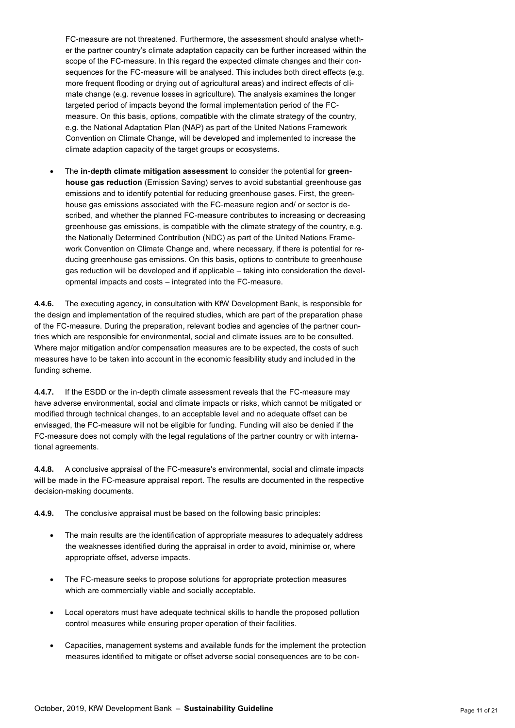FC-measure are not threatened. Furthermore, the assessment should analyse whether the partner country's climate adaptation capacity can be further increased within the scope of the FC-measure. In this regard the expected climate changes and their consequences for the FC-measure will be analysed. This includes both direct effects (e.g. more frequent flooding or drying out of agricultural areas) and indirect effects of climate change (e.g. revenue losses in agriculture). The analysis examines the longer targeted period of impacts beyond the formal implementation period of the FC-measure. On this basis, options, compatible with the climate strategy of the country, e.g. the National Adaptation Plan (NAP) as part of the United Nations Framework Convention on Climate Change, will be developed and implemented to increase the climate adaption capacity of the target groups or ecosystems.

- The **in-depth climate mitigation assessment** to consider the potential for **greenhouse gas reduction** (Emission Saving) serves to avoid substantial greenhouse gas emissions and to identify potential for reducing greenhouse gases. First, the greenhouse gas emissions associated with the FC-measure region and/ or sector is described, and whether the planned FC-measure contributes to increasing or decreasing greenhouse gas emissions, is compatible with the climate strategy of the country, e.g. the Nationally Determined Contribution (NDC) as part of the United Nations Framework Convention on Climate Change and, where necessary, if there is potential for reducing greenhouse gas emissions. On this basis, options to contribute to greenhouse gas reduction will be developed and if applicable – taking into consideration the developmental impacts and costs – integrated into the FC-measure.

**4.4.6.** The executing agency, in consultation with KfW Development Bank, is responsible for the design and implementation of the required studies, which are part of the preparation phase of the FC-measure. During the preparation, relevant bodies and agencies of the partner countries which are responsible for environmental, social and climate issues are to be consulted. Where major mitigation and/or compensation measures are to be expected, the costs of such measures have to be taken into account in the economic feasibility study and included in the funding scheme.

**4.4.7.** If the ESDD or the in-depth climate assessment reveals that the FC-measure may have adverse environmental, social and climate impacts or risks, which cannot be mitigated or modified through technical changes, to an acceptable level and no adequate offset can be envisaged, the FC-measure will not be eligible for funding. Funding will also be denied if the FC-measure does not comply with the legal regulations of the partner country or with international agreements.

**4.4.8.** A conclusive appraisal of the FC-measure's environmental, social and climate impacts will be made in the FC-measure appraisal report. The results are documented in the respective decision-making documents.

**4.4.9.** The conclusive appraisal must be based on the following basic principles:

- The main results are the identification of appropriate measures to adequately address the weaknesses identified during the appraisal in order to avoid, minimise or, where appropriate offset, adverse impacts.
- The FC-measure seeks to propose solutions for appropriate protection measures which are commercially viable and socially acceptable.
- Local operators must have adequate technical skills to handle the proposed pollution control measures while ensuring proper operation of their facilities.
- Capacities, management systems and available funds for the implement the protection measures identified to mitigate or offset adverse social consequences are to be con-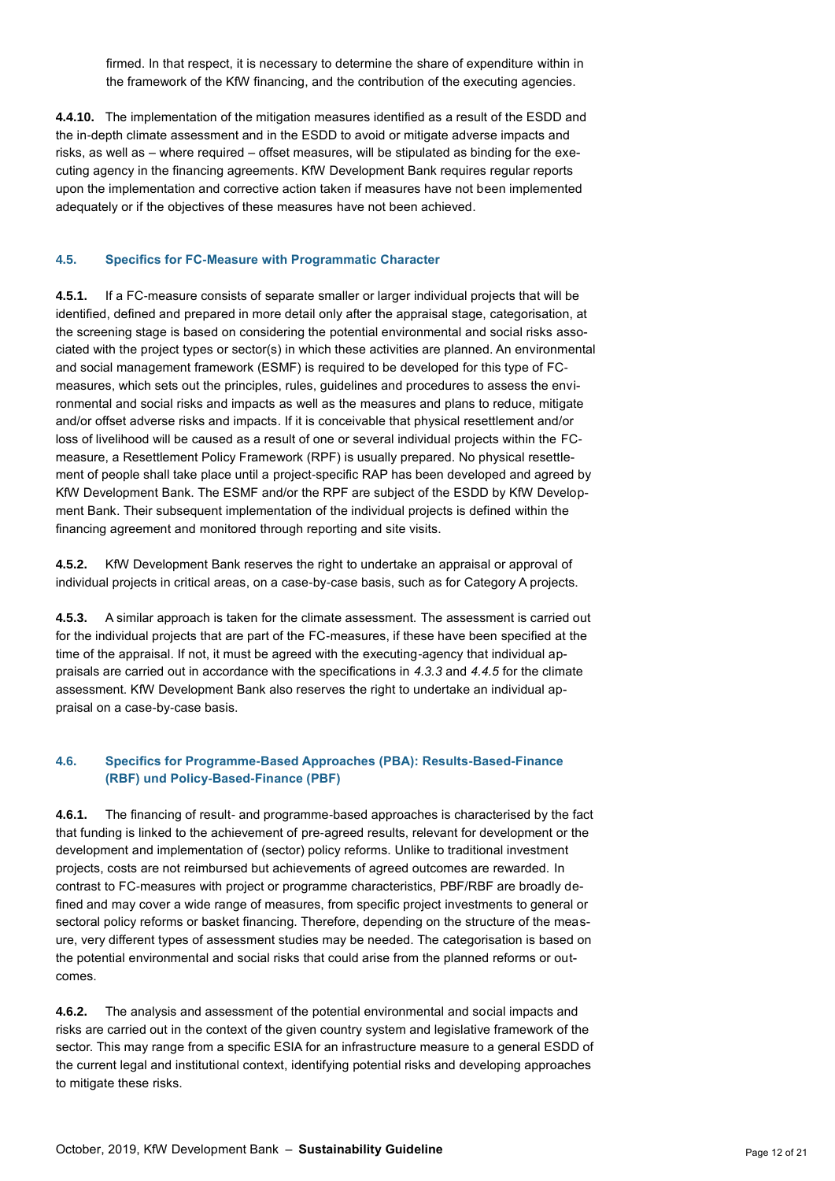firmed. In that respect, it is necessary to determine the share of expenditure within in the framework of the KfW financing, and the contribution of the executing agencies.

**4.4.10.** The implementation of the mitigation measures identified as a result of the ESDD and the in-depth climate assessment and in the ESDD to avoid or mitigate adverse impacts and risks, as well as – where required – offset measures, will be stipulated as binding for the executing agency in the financing agreements. KfW Development Bank requires regular reports upon the implementation and corrective action taken if measures have not been implemented adequately or if the objectives of these measures have not been achieved.

### 4.5. Specifics for FC-Measure with Programmatic Character

**4.5.1.** If a FC-measure consists of separate smaller or larger individual projects that will be identified, defined and prepared in more detail only after the appraisal stage, categorisation, at the screening stage is based on considering the potential environmental and social risks associated with the project types or sector(s) in which these activities are planned. An environmental and social management framework (ESMF) is required to be developed for this type of FC-measures, which sets out the principles, rules, guidelines and procedures to assess the environmental and social risks and impacts as well as the measures and plans to reduce, mitigate and/or offset adverse risks and impacts. If it is conceivable that physical resettlement and/or loss of livelihood will be caused as a result of one or several individual projects within the FC-measure, a Resettlement Policy Framework (RPF) is usually prepared. No physical resettlement of people shall take place until a project-specific RAP has been developed and agreed by KfW Development Bank. The ESMF and/or the RPF are subject of the ESDD by KfW Development Bank. Their subsequent implementation of the individual projects is defined within the financing agreement and monitored through reporting and site visits.

**4.5.2.** KfW Development Bank reserves the right to undertake an appraisal or approval of individual projects in critical areas, on a case-by-case basis, such as for Category A projects.

**4.5.3.** A similar approach is taken for the climate assessment. The assessment is carried out for the individual projects that are part of the FC-measures, if these have been specified at the time of the appraisal. If not, it must be agreed with the executing-agency that individual appraisals are carried out in accordance with the specifications in *4.3.3* and *4.4.5* for the climate assessment. KfW Development Bank also reserves the right to undertake an individual appraisal on a case-by-case basis.

### 4.6. Specifics for Programme-Based Approaches (PBA): Results-Based-Finance (RBF) und Policy-Based-Finance (PBF)

**4.6.1.** The financing of result- and programme-based approaches is characterised by the fact that funding is linked to the achievement of pre-agreed results, relevant for development or the development and implementation of (sector) policy reforms. Unlike to traditional investment projects, costs are not reimbursed but achievements of agreed outcomes are rewarded. In contrast to FC-measures with project or programme characteristics, PBF/RBF are broadly defined and may cover a wide range of measures, from specific project investments to general or sectoral policy reforms or basket financing. Therefore, depending on the structure of the measure, very different types of assessment studies may be needed. The categorisation is based on the potential environmental and social risks that could arise from the planned reforms or outcomes.

**4.6.2.** The analysis and assessment of the potential environmental and social impacts and risks are carried out in the context of the given country system and legislative framework of the sector. This may range from a specific ESIA for an infrastructure measure to a general ESDD of the current legal and institutional context, identifying potential risks and developing approaches to mitigate these risks.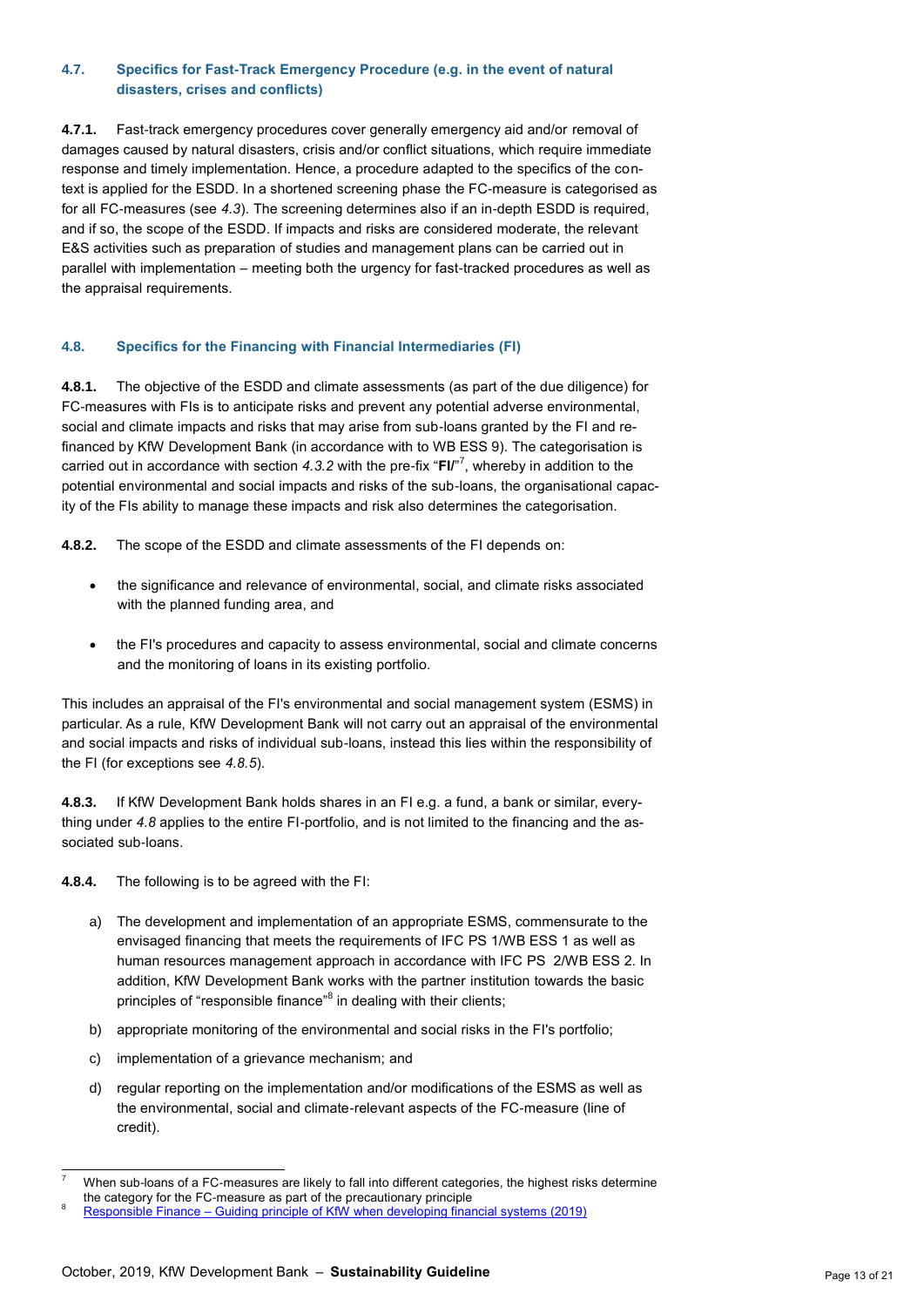### 4.7. Specifics for Fast-Track Emergency Procedure (e.g. in the event of natural disasters, crises and conflicts)

**4.7.1.** Fast-track emergency procedures cover generally emergency aid and/or removal of damages caused by natural disasters, crisis and/or conflict situations, which require immediate response and timely implementation. Hence, a procedure adapted to the specifics of the context is applied for the ESDD. In a shortened screening phase the FC-measure is categorised as for all FC-measures (see *4.3*). The screening determines also if an in-depth ESDD is required, and if so, the scope of the ESDD. If impacts and risks are considered moderate, the relevant E&S activities such as preparation of studies and management plans can be carried out in parallel with implementation – meeting both the urgency for fast-tracked procedures as well as the appraisal requirements.

### 4.8. Specifics for the Financing with Financial Intermediaries (FI)

**4.8.1.** The objective of the ESDD and climate assessments (as part of the due diligence) for FC-measures with FIs is to anticipate risks and prevent any potential adverse environmental, social and climate impacts and risks that may arise from sub-loans granted by the FI and refinanced by KfW Development Bank (in accordance with to WB ESS 9). The categorisation is carried out in accordance with section *4.3.2* with the pre-fix "**FI/**"[7], whereby in addition to the potential environmental and social impacts and risks of the sub-loans, the organisational capacity of the FIs ability to manage these impacts and risk also determines the categorisation.

**4.8.2.** The scope of the ESDD and climate assessments of the FI depends on:

- the significance and relevance of environmental, social, and climate risks associated with the planned funding area, and
- the FI's procedures and capacity to assess environmental, social and climate concerns and the monitoring of loans in its existing portfolio.

This includes an appraisal of the FI's environmental and social management system (ESMS) in particular. As a rule, KfW Development Bank will not carry out an appraisal of the environmental and social impacts and risks of individual sub-loans, instead this lies within the responsibility of the FI (for exceptions see *4.8.5*).

**4.8.3.** If KfW Development Bank holds shares in an FI e.g. a fund, a bank or similar, everything under *4.8* applies to the entire FI-portfolio, and is not limited to the financing and the associated sub-loans.

**4.8.4.** The following is to be agreed with the FI:

a) The development and implementation of an appropriate ESMS, commensurate to the envisaged financing that meets the requirements of IFC PS 1/WB ESS 1 as well as human resources management approach in accordance with IFC PS 2/WB ESS 2. In addition, KfW Development Bank works with the partner institution towards the basic principles of "responsible finance"[8] in dealing with their clients;

b) appropriate monitoring of the environmental and social risks in the FI's portfolio;

c) implementation of a grievance mechanism; and

d) regular reporting on the implementation and/or modifications of the ESMS as well as the environmental, social and climate-relevant aspects of the FC-measure (line of credit).

---

[7] When sub-loans of a FC-measures are likely to fall into different categories, the highest risks determine the category for the FC-measure as part of the precautionary principle

[8] Responsible Finance – Guiding principle of KfW when developing financial systems (2019)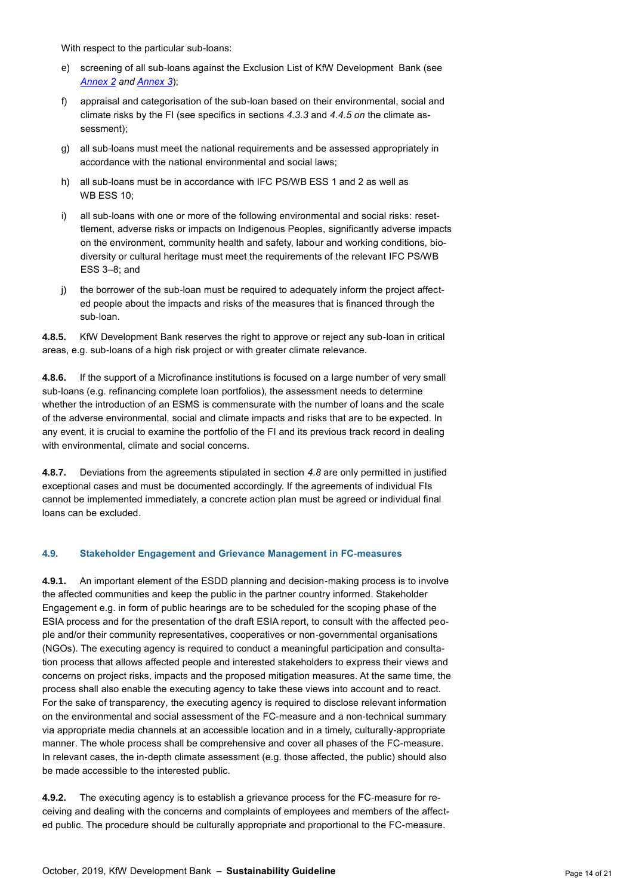With respect to the particular sub-loans:

e) screening of all sub-loans against the Exclusion List of KfW Development Bank (see *Annex 2 and Annex 3*);

f) appraisal and categorisation of the sub-loan based on their environmental, social and climate risks by the FI (see specifics in sections *4.3.3* and *4.4.5 on* the climate assessment);

g) all sub-loans must meet the national requirements and be assessed appropriately in accordance with the national environmental and social laws;

h) all sub-loans must be in accordance with IFC PS/WB ESS 1 and 2 as well as WB ESS 10;

i) all sub-loans with one or more of the following environmental and social risks: resettlement, adverse risks or impacts on Indigenous Peoples, significantly adverse impacts on the environment, community health and safety, labour and working conditions, biodiversity or cultural heritage must meet the requirements of the relevant IFC PS/WB ESS 3–8; and

j) the borrower of the sub-loan must be required to adequately inform the project affected people about the impacts and risks of the measures that is financed through the sub-loan.

**4.8.5.** KfW Development Bank reserves the right to approve or reject any sub-loan in critical areas, e.g. sub-loans of a high risk project or with greater climate relevance.

**4.8.6.** If the support of a Microfinance institutions is focused on a large number of very small sub-loans (e.g. refinancing complete loan portfolios), the assessment needs to determine whether the introduction of an ESMS is commensurate with the number of loans and the scale of the adverse environmental, social and climate impacts and risks that are to be expected. In any event, it is crucial to examine the portfolio of the FI and its previous track record in dealing with environmental, climate and social concerns.

**4.8.7.** Deviations from the agreements stipulated in section *4.8* are only permitted in justified exceptional cases and must be documented accordingly. If the agreements of individual FIs cannot be implemented immediately, a concrete action plan must be agreed or individual final loans can be excluded.

### 4.9. Stakeholder Engagement and Grievance Management in FC-measures

**4.9.1.** An important element of the ESDD planning and decision-making process is to involve the affected communities and keep the public in the partner country informed. Stakeholder Engagement e.g. in form of public hearings are to be scheduled for the scoping phase of the ESIA process and for the presentation of the draft ESIA report, to consult with the affected people and/or their community representatives, cooperatives or non-governmental organisations (NGOs). The executing agency is required to conduct a meaningful participation and consultation process that allows affected people and interested stakeholders to express their views and concerns on project risks, impacts and the proposed mitigation measures. At the same time, the process shall also enable the executing agency to take these views into account and to react. For the sake of transparency, the executing agency is required to disclose relevant information on the environmental and social assessment of the FC-measure and a non-technical summary via appropriate media channels at an accessible location and in a timely, culturally-appropriate manner. The whole process shall be comprehensive and cover all phases of the FC-measure. In relevant cases, the in-depth climate assessment (e.g. those affected, the public) should also be made accessible to the interested public.

**4.9.2.** The executing agency is to establish a grievance process for the FC-measure for receiving and dealing with the concerns and complaints of employees and members of the affected public. The procedure should be culturally appropriate and proportional to the FC-measure.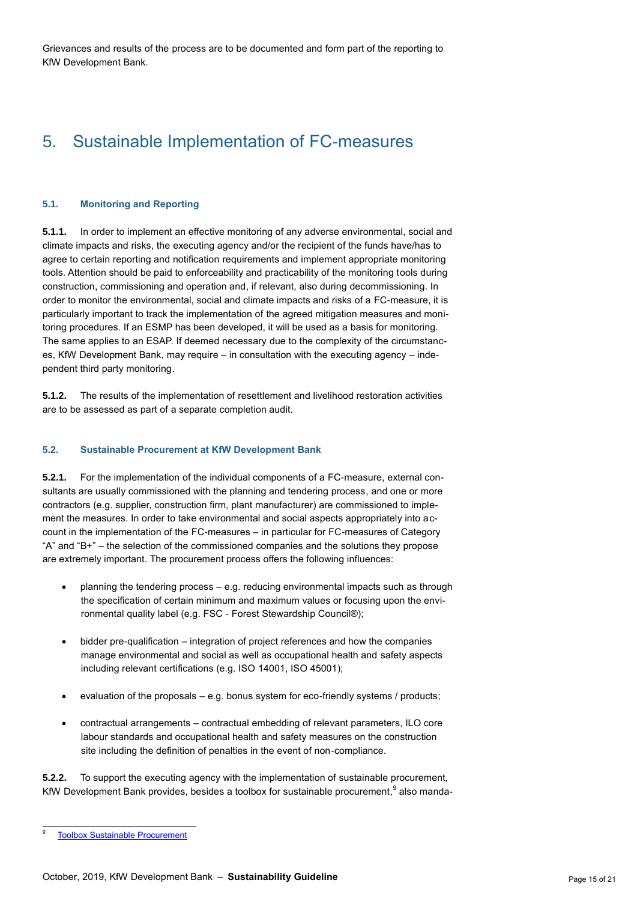Grievances and results of the process are to be documented and form part of the reporting to KfW Development Bank.

# 5. Sustainable Implementation of FC-measures

### 5.1. Monitoring and Reporting

**5.1.1.** In order to implement an effective monitoring of any adverse environmental, social and climate impacts and risks, the executing agency and/or the recipient of the funds have/has to agree to certain reporting and notification requirements and implement appropriate monitoring tools. Attention should be paid to enforceability and practicability of the monitoring tools during construction, commissioning and operation and, if relevant, also during decommissioning. In order to monitor the environmental, social and climate impacts and risks of a FC-measure, it is particularly important to track the implementation of the agreed mitigation measures and monitoring procedures. If an ESMP has been developed, it will be used as a basis for monitoring. The same applies to an ESAP. If deemed necessary due to the complexity of the circumstances, KfW Development Bank, may require – in consultation with the executing agency – independent third party monitoring.

**5.1.2.** The results of the implementation of resettlement and livelihood restoration activities are to be assessed as part of a separate completion audit.

### 5.2. Sustainable Procurement at KfW Development Bank

**5.2.1.** For the implementation of the individual components of a FC-measure, external consultants are usually commissioned with the planning and tendering process, and one or more contractors (e.g. supplier, construction firm, plant manufacturer) are commissioned to implement the measures. In order to take environmental and social aspects appropriately into account in the implementation of the FC-measures – in particular for FC-measures of Category “A” and “B+” – the selection of the commissioned companies and the solutions they propose are extremely important. The procurement process offers the following influences:

- planning the tendering process – e.g. reducing environmental impacts such as through the specification of certain minimum and maximum values or focusing upon the environmental quality label (e.g. FSC - Forest Stewardship Council®);
- bidder pre-qualification – integration of project references and how the companies manage environmental and social as well as occupational health and safety aspects including relevant certifications (e.g. ISO 14001, ISO 45001);
- evaluation of the proposals – e.g. bonus system for eco-friendly systems / products;
- contractual arrangements – contractual embedding of relevant parameters, ILO core labour standards and occupational health and safety measures on the construction site including the definition of penalties in the event of non-compliance.

**5.2.2.** To support the executing agency with the implementation of sustainable procurement, KfW Development Bank provides, besides a toolbox for sustainable procurement,[9] also manda-

[9] Toolbox Sustainable Procurement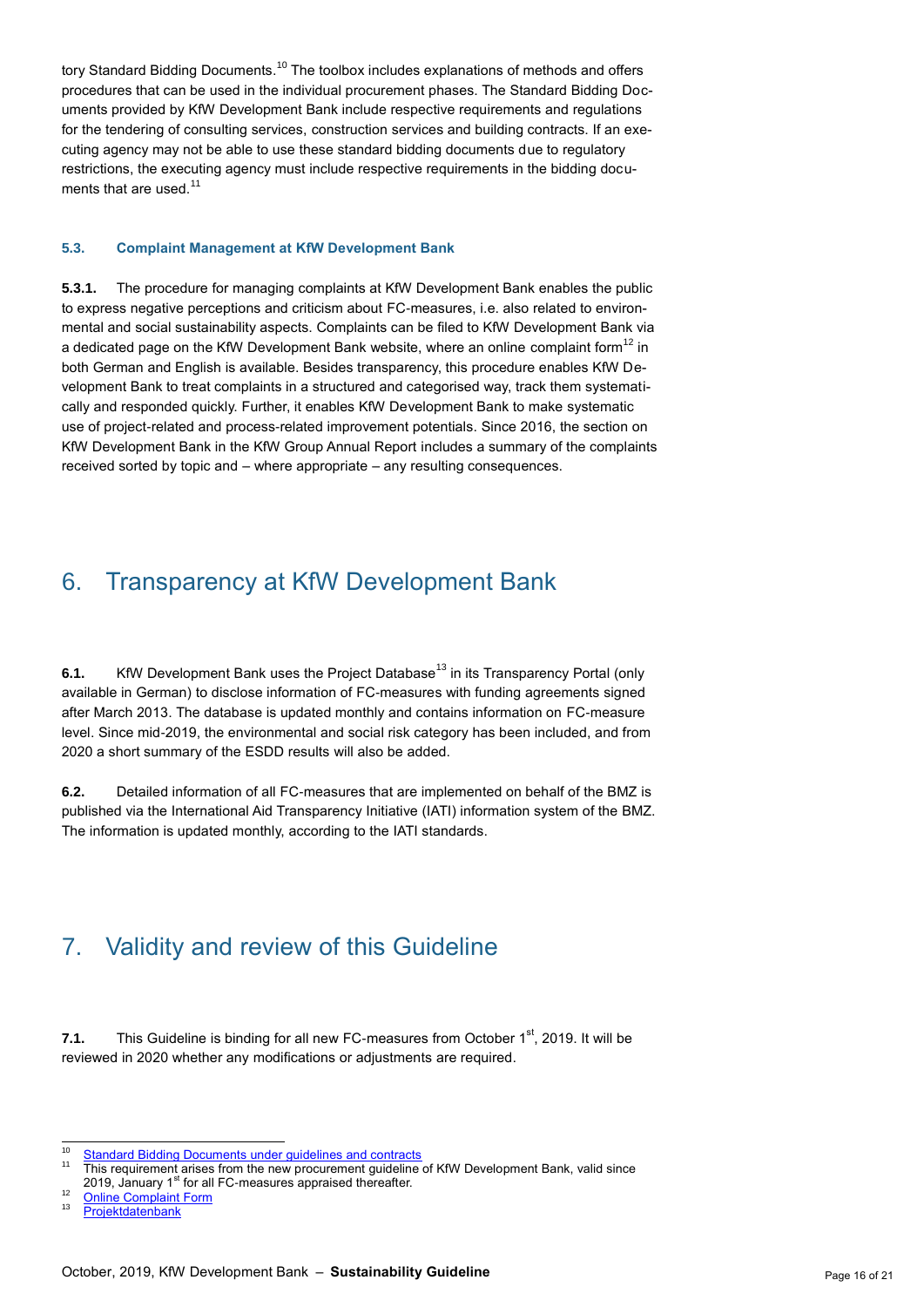tory Standard Bidding Documents.[10] The toolbox includes explanations of methods and offers procedures that can be used in the individual procurement phases. The Standard Bidding Documents provided by KfW Development Bank include respective requirements and regulations for the tendering of consulting services, construction services and building contracts. If an executing agency may not be able to use these standard bidding documents due to regulatory restrictions, the executing agency must include respective requirements in the bidding documents that are used.[11]

### 5.3. Complaint Management at KfW Development Bank

**5.3.1.** The procedure for managing complaints at KfW Development Bank enables the public to express negative perceptions and criticism about FC-measures, i.e. also related to environmental and social sustainability aspects. Complaints can be filed to KfW Development Bank via a dedicated page on the KfW Development Bank website, where an online complaint form[12] in both German and English is available. Besides transparency, this procedure enables KfW Development Bank to treat complaints in a structured and categorised way, track them systematically and responded quickly. Further, it enables KfW Development Bank to make systematic use of project-related and process-related improvement potentials. Since 2016, the section on KfW Development Bank in the KfW Group Annual Report includes a summary of the complaints received sorted by topic and – where appropriate – any resulting consequences.

# 6. Transparency at KfW Development Bank

**6.1.** KfW Development Bank uses the Project Database[13] in its Transparency Portal (only available in German) to disclose information of FC-measures with funding agreements signed after March 2013. The database is updated monthly and contains information on FC-measure level. Since mid-2019, the environmental and social risk category has been included, and from 2020 a short summary of the ESDD results will also be added.

**6.2.** Detailed information of all FC-measures that are implemented on behalf of the BMZ is published via the International Aid Transparency Initiative (IATI) information system of the BMZ. The information is updated monthly, according to the IATI standards.

# 7. Validity and review of this Guideline

**7.1.** This Guideline is binding for all new FC-measures from October 1st, 2019. It will be reviewed in 2020 whether any modifications or adjustments are required.

---

[10] Standard Bidding Documents under guidelines and contracts

[11] This requirement arises from the new procurement guideline of KfW Development Bank, valid since 2019, January 1st for all FC-measures appraised thereafter.

[12] Online Complaint Form

[13] Projektdatenbank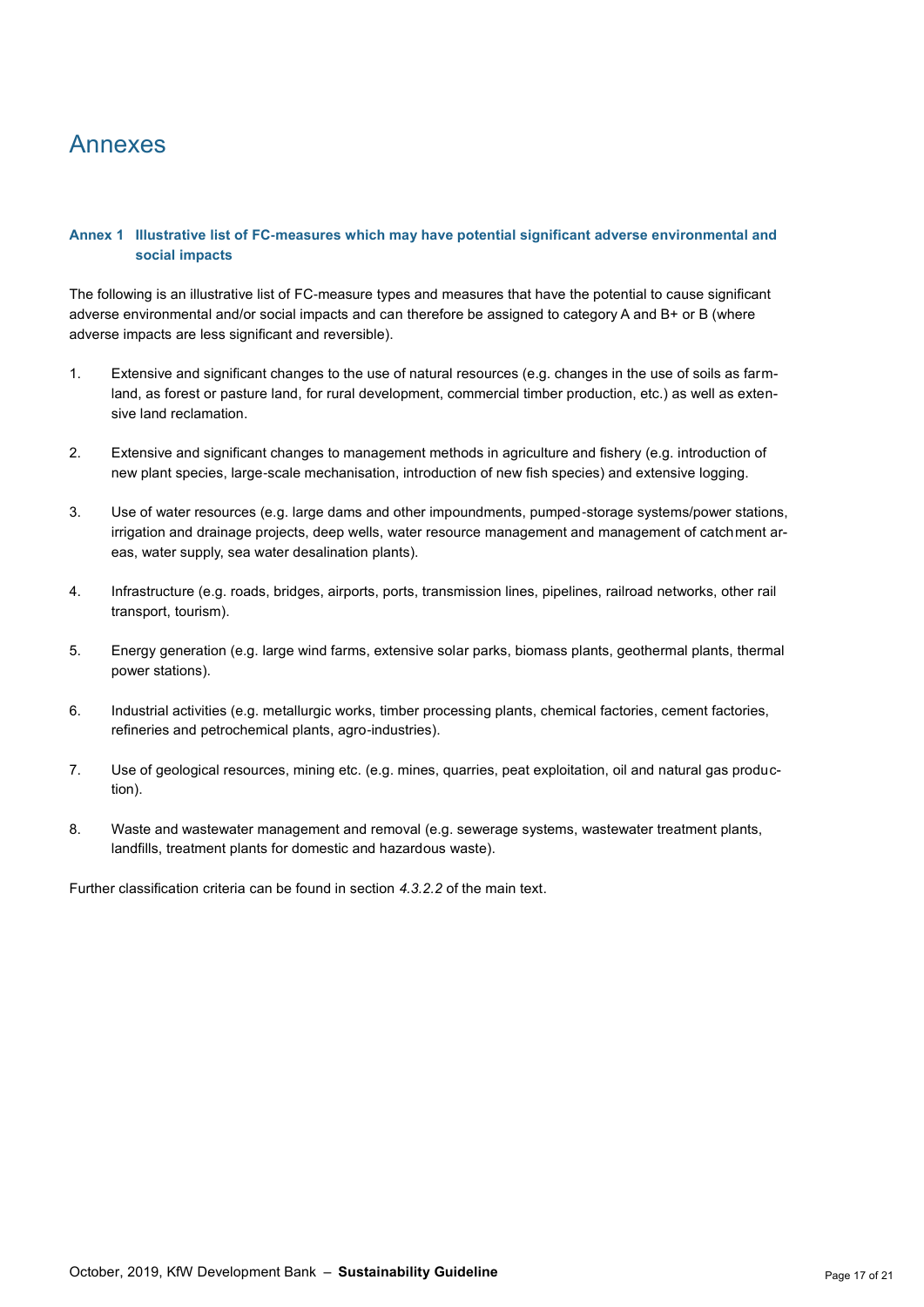# Annexes

### Annex 1 Illustrative list of FC-measures which may have potential significant adverse environmental and social impacts

The following is an illustrative list of FC-measure types and measures that have the potential to cause significant adverse environmental and/or social impacts and can therefore be assigned to category A and B+ or B (where adverse impacts are less significant and reversible).

1. Extensive and significant changes to the use of natural resources (e.g. changes in the use of soils as farmland, as forest or pasture land, for rural development, commercial timber production, etc.) as well as extensive land reclamation.

2. Extensive and significant changes to management methods in agriculture and fishery (e.g. introduction of new plant species, large-scale mechanisation, introduction of new fish species) and extensive logging.

3. Use of water resources (e.g. large dams and other impoundments, pumped-storage systems/power stations, irrigation and drainage projects, deep wells, water resource management and management of catchment areas, water supply, sea water desalination plants).

4. Infrastructure (e.g. roads, bridges, airports, ports, transmission lines, pipelines, railroad networks, other rail transport, tourism).

5. Energy generation (e.g. large wind farms, extensive solar parks, biomass plants, geothermal plants, thermal power stations).

6. Industrial activities (e.g. metallurgic works, timber processing plants, chemical factories, cement factories, refineries and petrochemical plants, agro-industries).

7. Use of geological resources, mining etc. (e.g. mines, quarries, peat exploitation, oil and natural gas production).

8. Waste and wastewater management and removal (e.g. sewerage systems, wastewater treatment plants, landfills, treatment plants for domestic and hazardous waste).

Further classification criteria can be found in section *4.3.2.2* of the main text.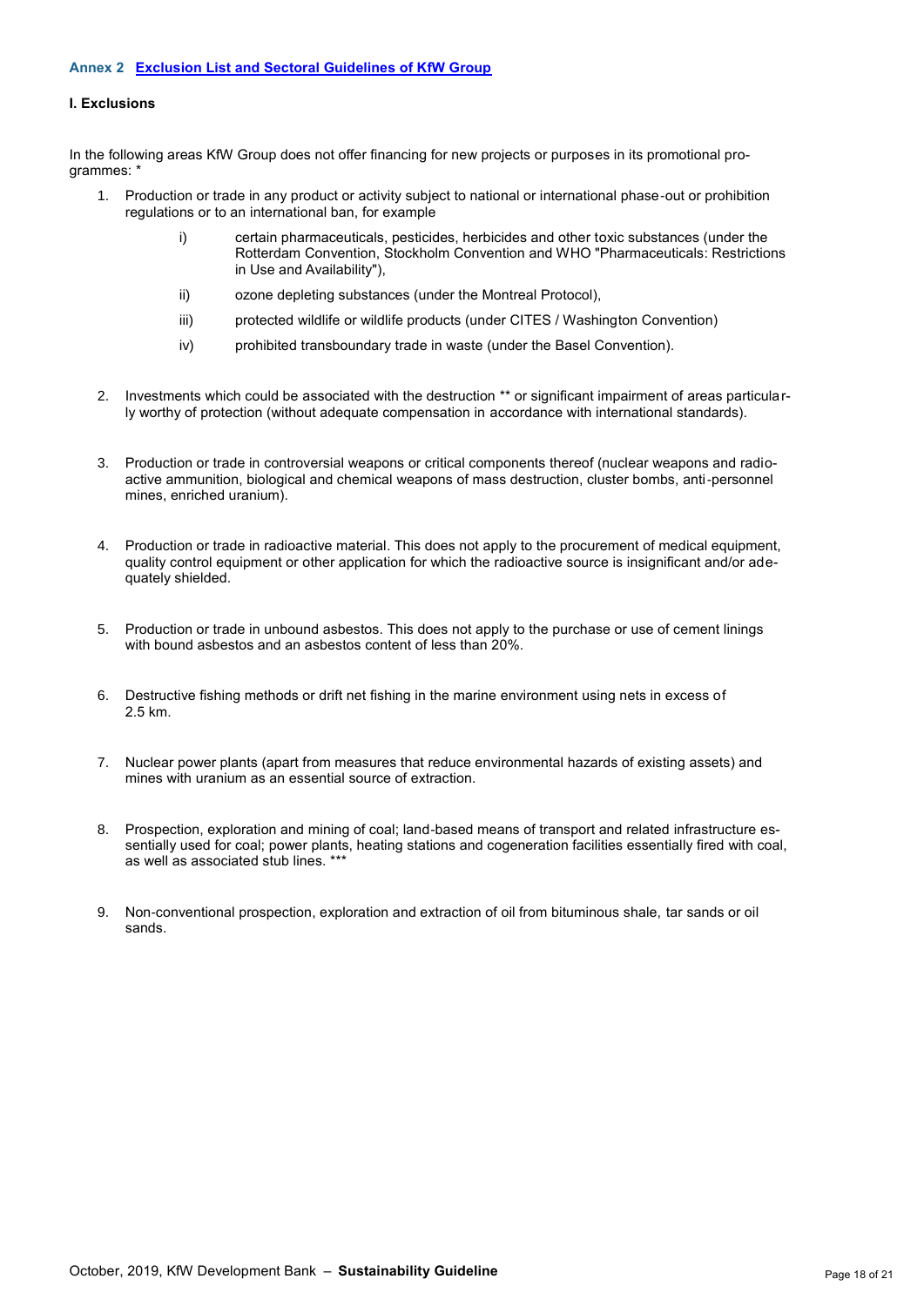## Annex 2 Exclusion List and Sectoral Guidelines of KfW Group

**I. Exclusions**

In the following areas KfW Group does not offer financing for new projects or purposes in its promotional programmes: *

1. Production or trade in any product or activity subject to national or international phase-out or prohibition regulations or to an international ban, for example
   - i) certain pharmaceuticals, pesticides, herbicides and other toxic substances (under the Rotterdam Convention, Stockholm Convention and WHO "Pharmaceuticals: Restrictions in Use and Availability"),
   - ii) ozone depleting substances (under the Montreal Protocol),
   - iii) protected wildlife or wildlife products (under CITES / Washington Convention)
   - iv) prohibited transboundary trade in waste (under the Basel Convention).

2. Investments which could be associated with the destruction ** or significant impairment of areas particularly worthy of protection (without adequate compensation in accordance with international standards).

3. Production or trade in controversial weapons or critical components thereof (nuclear weapons and radioactive ammunition, biological and chemical weapons of mass destruction, cluster bombs, anti-personnel mines, enriched uranium).

4. Production or trade in radioactive material. This does not apply to the procurement of medical equipment, quality control equipment or other application for which the radioactive source is insignificant and/or adequately shielded.

5. Production or trade in unbound asbestos. This does not apply to the purchase or use of cement linings with bound asbestos and an asbestos content of less than 20%.

6. Destructive fishing methods or drift net fishing in the marine environment using nets in excess of 2.5 km.

7. Nuclear power plants (apart from measures that reduce environmental hazards of existing assets) and mines with uranium as an essential source of extraction.

8. Prospection, exploration and mining of coal; land-based means of transport and related infrastructure essentially used for coal; power plants, heating stations and cogeneration facilities essentially fired with coal, as well as associated stub lines. ***

9. Non-conventional prospection, exploration and extraction of oil from bituminous shale, tar sands or oil sands.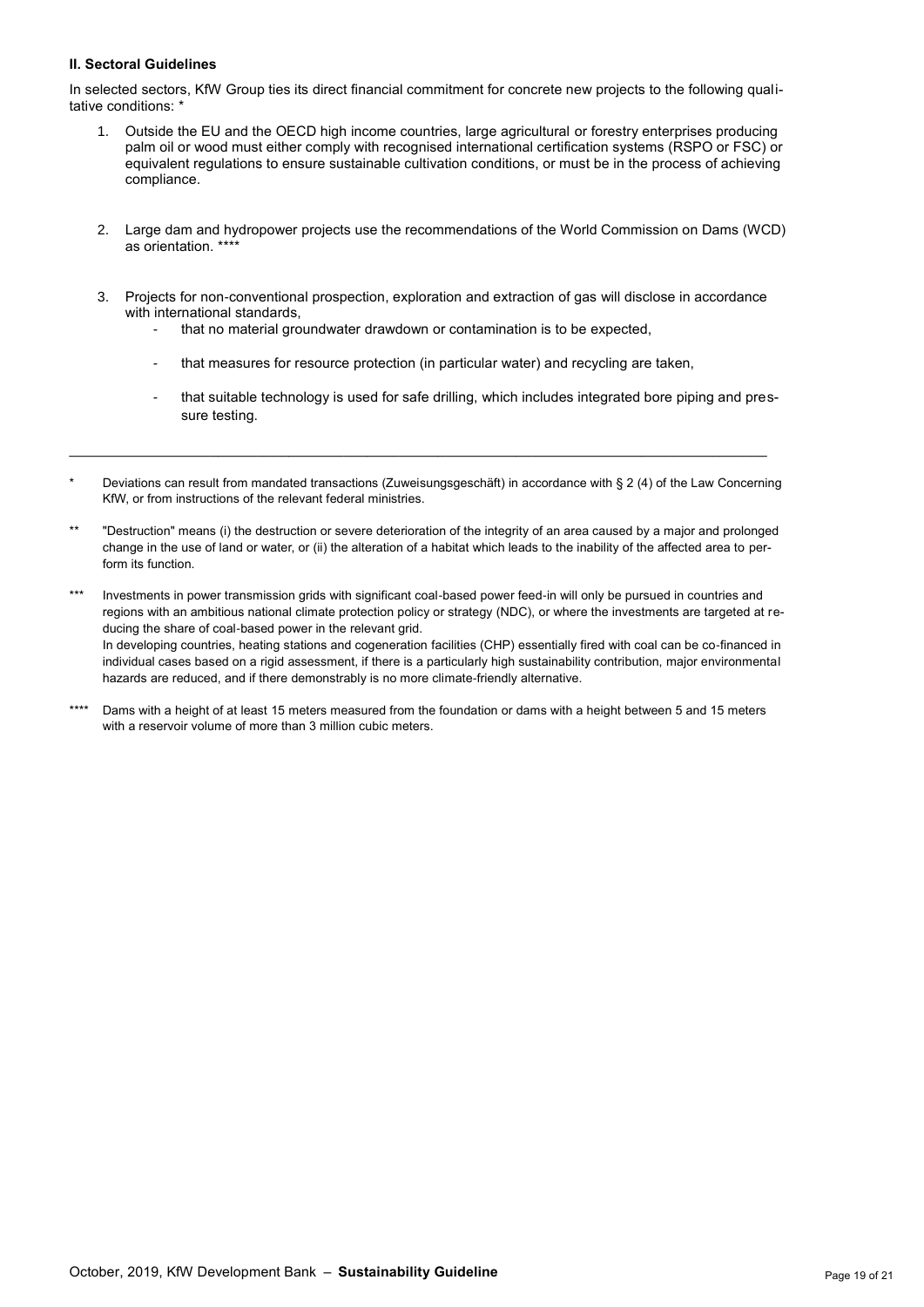**II. Sectoral Guidelines**

In selected sectors, KfW Group ties its direct financial commitment for concrete new projects to the following qualitative conditions: *

1. Outside the EU and the OECD high income countries, large agricultural or forestry enterprises producing palm oil or wood must either comply with recognised international certification systems (RSPO or FSC) or equivalent regulations to ensure sustainable cultivation conditions, or must be in the process of achieving compliance.

2. Large dam and hydropower projects use the recommendations of the World Commission on Dams (WCD) as orientation. ****

3. Projects for non-conventional prospection, exploration and extraction of gas will disclose in accordance with international standards,
   - that no material groundwater drawdown or contamination is to be expected,
   - that measures for resource protection (in particular water) and recycling are taken,
   - that suitable technology is used for safe drilling, which includes integrated bore piping and pressure testing.

---

\* Deviations can result from mandated transactions (Zuweisungsgeschäft) in accordance with § 2 (4) of the Law Concerning KfW, or from instructions of the relevant federal ministries.

** "Destruction" means (i) the destruction or severe deterioration of the integrity of an area caused by a major and prolonged change in the use of land or water, or (ii) the alteration of a habitat which leads to the inability of the affected area to perform its function.

*** Investments in power transmission grids with significant coal-based power feed-in will only be pursued in countries and regions with an ambitious national climate protection policy or strategy (NDC), or where the investments are targeted at reducing the share of coal-based power in the relevant grid.
In developing countries, heating stations and cogeneration facilities (CHP) essentially fired with coal can be co-financed in individual cases based on a rigid assessment, if there is a particularly high sustainability contribution, major environmental hazards are reduced, and if there demonstrably is no more climate-friendly alternative.

**** Dams with a height of at least 15 meters measured from the foundation or dams with a height between 5 and 15 meters with a reservoir volume of more than 3 million cubic meters.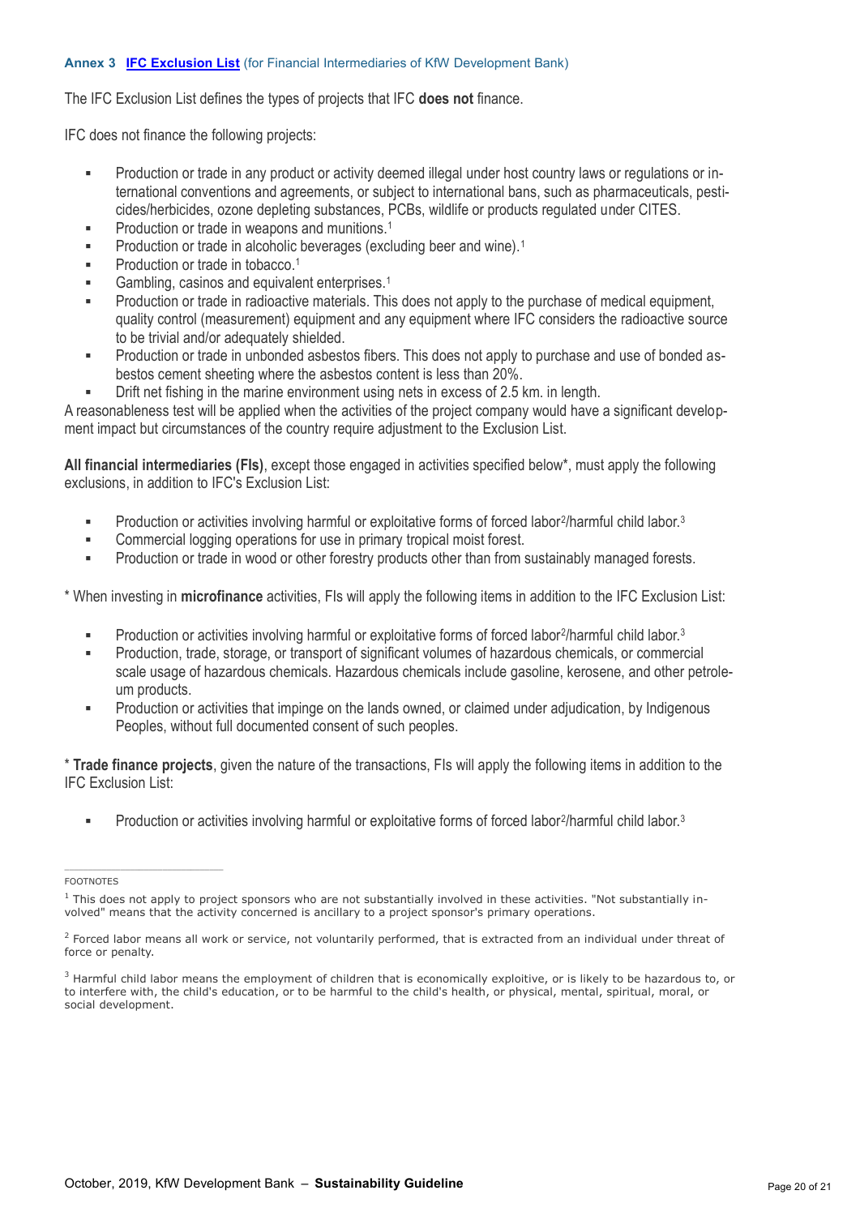### Annex 3 IFC Exclusion List (for Financial Intermediaries of KfW Development Bank)

The IFC Exclusion List defines the types of projects that IFC **does not** finance.

IFC does not finance the following projects:

- Production or trade in any product or activity deemed illegal under host country laws or regulations or international conventions and agreements, or subject to international bans, such as pharmaceuticals, pesticides/herbicides, ozone depleting substances, PCBs, wildlife or products regulated under CITES.
- Production or trade in weapons and munitions.[1]
- Production or trade in alcoholic beverages (excluding beer and wine).[1]
- Production or trade in tobacco.[1]
- Gambling, casinos and equivalent enterprises.[1]
- Production or trade in radioactive materials. This does not apply to the purchase of medical equipment, quality control (measurement) equipment and any equipment where IFC considers the radioactive source to be trivial and/or adequately shielded.
- Production or trade in unbonded asbestos fibers. This does not apply to purchase and use of bonded asbestos cement sheeting where the asbestos content is less than 20%.
- Drift net fishing in the marine environment using nets in excess of 2.5 km. in length.

A reasonableness test will be applied when the activities of the project company would have a significant development impact but circumstances of the country require adjustment to the Exclusion List.

**All financial intermediaries (FIs)**, except those engaged in activities specified below*, must apply the following exclusions, in addition to IFC's Exclusion List:

- Production or activities involving harmful or exploitative forms of forced labor[2]/harmful child labor.[3]
- Commercial logging operations for use in primary tropical moist forest.
- Production or trade in wood or other forestry products other than from sustainably managed forests.

* When investing in **microfinance** activities, FIs will apply the following items in addition to the IFC Exclusion List:

- Production or activities involving harmful or exploitative forms of forced labor[2]/harmful child labor.[3]
- Production, trade, storage, or transport of significant volumes of hazardous chemicals, or commercial scale usage of hazardous chemicals. Hazardous chemicals include gasoline, kerosene, and other petroleum products.
- Production or activities that impinge on the lands owned, or claimed under adjudication, by Indigenous Peoples, without full documented consent of such peoples.

* **Trade finance projects**, given the nature of the transactions, FIs will apply the following items in addition to the IFC Exclusion List:

- Production or activities involving harmful or exploitative forms of forced labor[2]/harmful child labor.[3]

---

FOOTNOTES

[1] This does not apply to project sponsors who are not substantially involved in these activities. "Not substantially involved" means that the activity concerned is ancillary to a project sponsor's primary operations.

[2] Forced labor means all work or service, not voluntarily performed, that is extracted from an individual under threat of force or penalty.

[3] Harmful child labor means the employment of children that is economically exploitive, or is likely to be hazardous to, or to interfere with, the child's education, or to be harmful to the child's health, or physical, mental, spiritual, moral, or social development.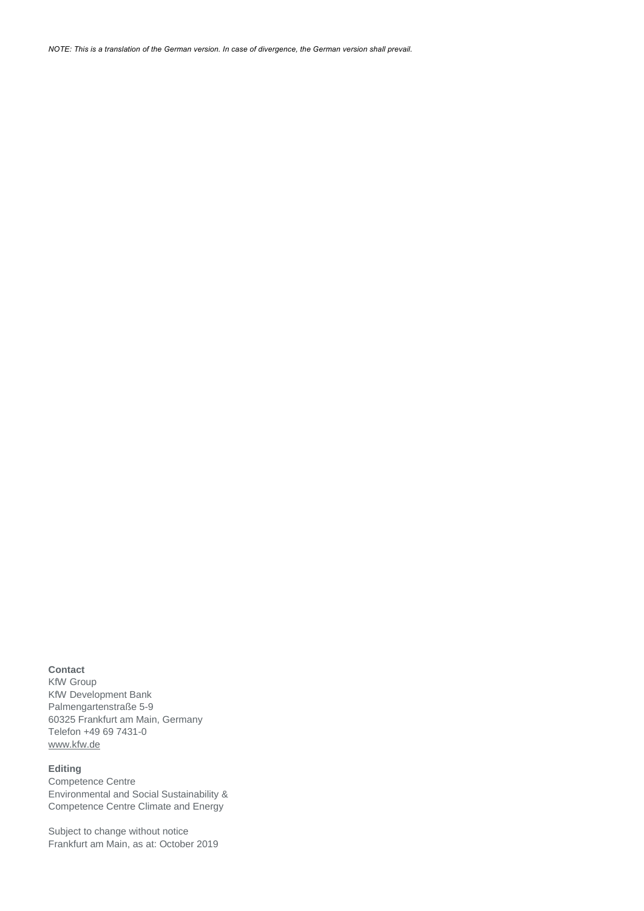*NOTE: This is a translation of the German version. In case of divergence, the German version shall prevail.*

**Contact**
KfW Group
KfW Development Bank
Palmengartenstraße 5-9
60325 Frankfurt am Main, Germany
Telefon +49 69 7431-0
www.kfw.de

**Editing**
Competence Centre
Environmental and Social Sustainability &
Competence Centre Climate and Energy

Subject to change without notice
Frankfurt am Main, as at: October 2019